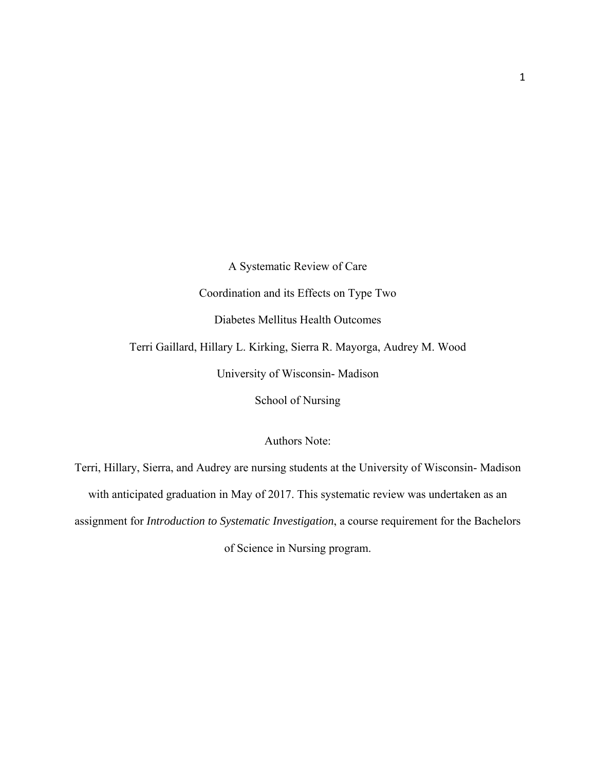# A Systematic Review of Care Coordination and its Effects on Type Two Diabetes Mellitus Health Outcomes

Terri Gaillard, Hillary L. Kirking, Sierra R. Mayorga, Audrey M. Wood

University of Wisconsin- Madison

School of Nursing

Authors Note:

Terri, Hillary, Sierra, and Audrey are nursing students at the University of Wisconsin- Madison with anticipated graduation in May of 2017. This systematic review was undertaken as an assignment for *Introduction to Systematic Investigation*, a course requirement for the Bachelors of Science in Nursing program.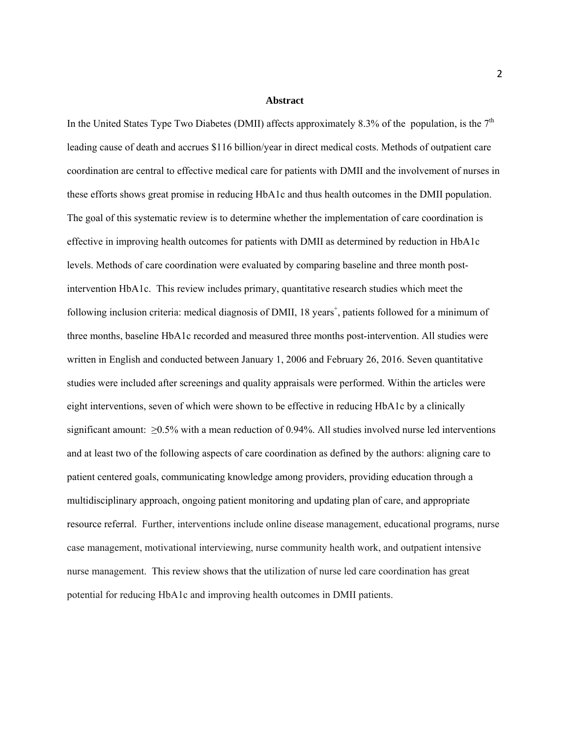## Abstract

In the United States Type Two Diabetes (DMII) affects approximately 8.3% of the population, is the 7th leading cause of death and accrues $116 billion/year in direct medical costs. Methods of outpatient care coordination are central to effective medical care for patients with DMII and the involvement of nurses in these efforts shows great promise in reducing HbA1c and thus health outcomes in the DMII population. The goal of this systematic review is to determine whether the implementation of care coordination is effective in improving health outcomes for patients with DMII as determined by reduction in HbA1c levels. Methods of care coordination were evaluated by comparing baseline and three month post-intervention HbA1c. This review includes primary, quantitative research studies which meet the following inclusion criteria: medical diagnosis of DMII, 18 years$^{+}$, patients followed for a minimum of three months, baseline HbA1c recorded and measured three months post-intervention. All studies were written in English and conducted between January 1, 2006 and February 26, 2016. Seven quantitative studies were included after screenings and quality appraisals were performed. Within the articles were eight interventions, seven of which were shown to be effective in reducing HbA1c by a clinically significant amount: $\geq$0.5% with a mean reduction of 0.94%. All studies involved nurse led interventions and at least two of the following aspects of care coordination as defined by the authors: aligning care to patient centered goals, communicating knowledge among providers, providing education through a multidisciplinary approach, ongoing patient monitoring and updating plan of care, and appropriate resource referral. Further, interventions include online disease management, educational programs, nurse case management, motivational interviewing, nurse community health work, and outpatient intensive nurse management. This review shows that the utilization of nurse led care coordination has great potential for reducing HbA1c and improving health outcomes in DMII patients.